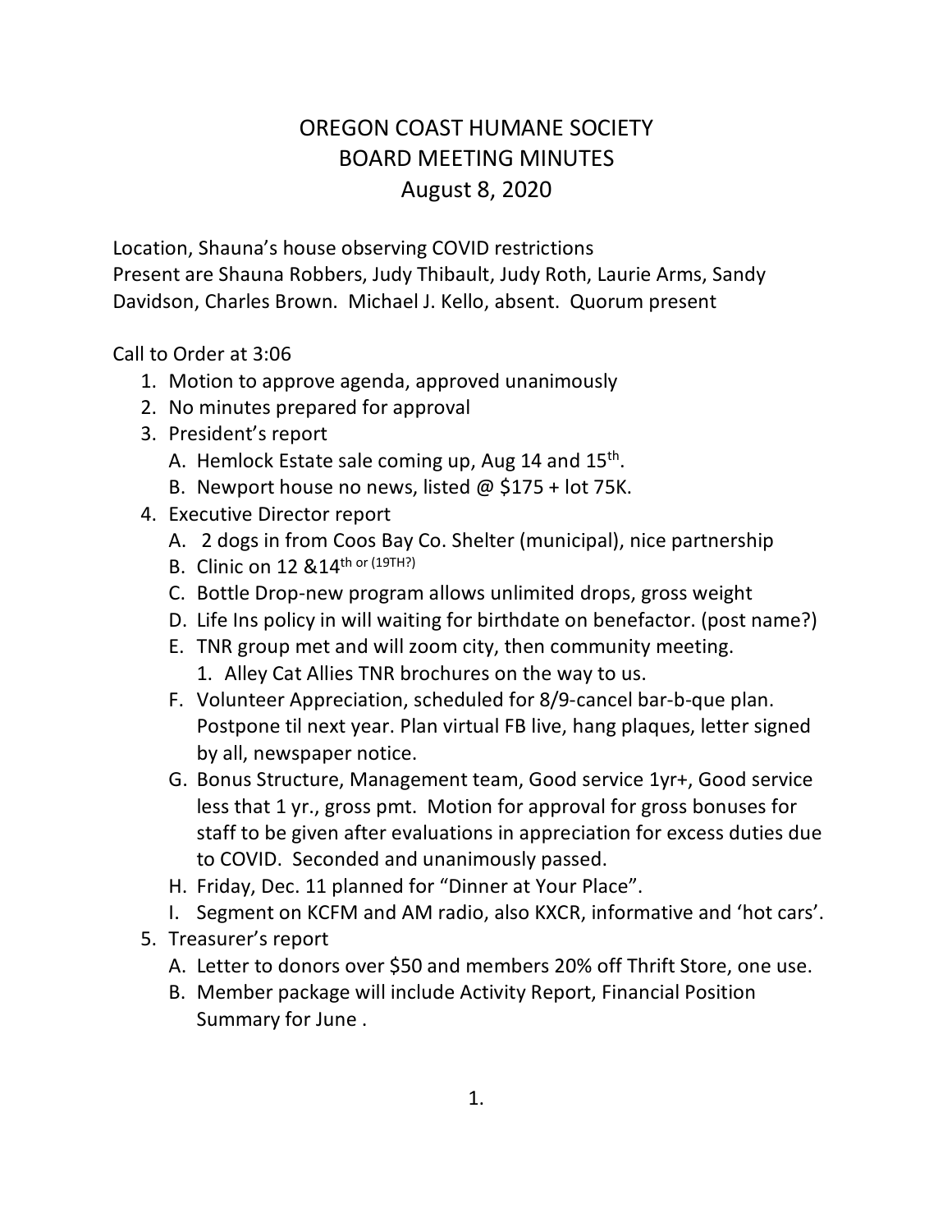# OREGON COAST HUMANE SOCIETY
## BOARD MEETING MINUTES
### August 8, 2020

Location, Shauna's house observing COVID restrictions
Present are Shauna Robbers, Judy Thibault, Judy Roth, Laurie Arms, Sandy Davidson, Charles Brown. Michael J. Kello, absent. Quorum present

Call to Order at 3:06

1. Motion to approve agenda, approved unanimously
2. No minutes prepared for approval
3. President's report
   A. Hemlock Estate sale coming up, Aug 14 and 15th.
   B. Newport house no news, listed @ $175 + lot 75K.
4. Executive Director report
   A. 2 dogs in from Coos Bay Co. Shelter (municipal), nice partnership
   B. Clinic on 12 &14th or (19TH?)
   C. Bottle Drop-new program allows unlimited drops, gross weight
   D. Life Ins policy in will waiting for birthdate on benefactor. (post name?)
   E. TNR group met and will zoom city, then community meeting.
      1. Alley Cat Allies TNR brochures on the way to us.
   F. Volunteer Appreciation, scheduled for 8/9-cancel bar-b-que plan. Postpone til next year. Plan virtual FB live, hang plaques, letter signed by all, newspaper notice.
   G. Bonus Structure, Management team, Good service 1yr+, Good service less that 1 yr., gross pmt. Motion for approval for gross bonuses for staff to be given after evaluations in appreciation for excess duties due to COVID. Seconded and unanimously passed.
   H. Friday, Dec. 11 planned for "Dinner at Your Place".
   I. Segment on KCFM and AM radio, also KXCR, informative and 'hot cars'.
5. Treasurer's report
   A. Letter to donors over $50 and members 20% off Thrift Store, one use.
   B. Member package will include Activity Report, Financial Position Summary for June .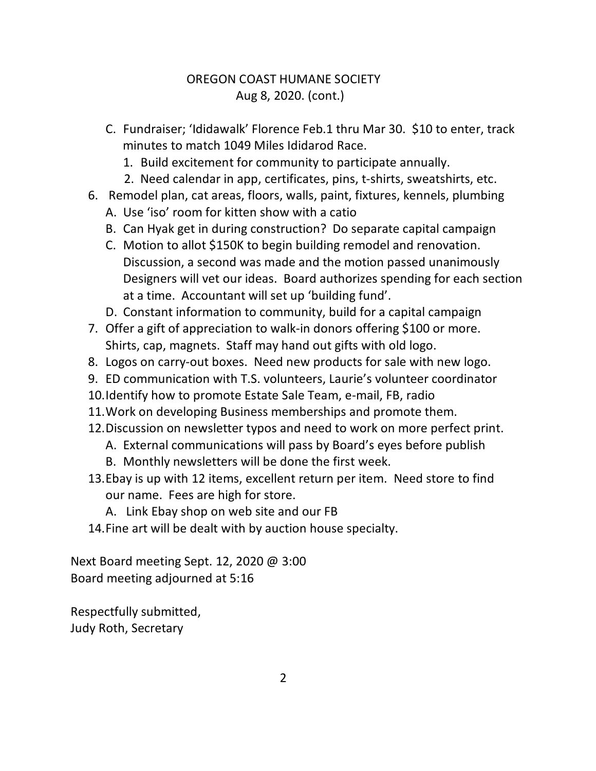OREGON COAST HUMANE SOCIETY
Aug 8, 2020. (cont.)

C. Fundraiser; 'Ididawalk' Florence Feb.1 thru Mar 30. $10 to enter, track minutes to match 1049 Miles Ididarod Race.
   1. Build excitement for community to participate annually.
   2. Need calendar in app, certificates, pins, t-shirts, sweatshirts, etc.

6. Remodel plan, cat areas, floors, walls, paint, fixtures, kennels, plumbing
   A. Use 'iso' room for kitten show with a catio
   B. Can Hyak get in during construction? Do separate capital campaign
   C. Motion to allot $150K to begin building remodel and renovation. Discussion, a second was made and the motion passed unanimously Designers will vet our ideas. Board authorizes spending for each section at a time. Accountant will set up 'building fund'.
   D. Constant information to community, build for a capital campaign
7. Offer a gift of appreciation to walk-in donors offering $100 or more. Shirts, cap, magnets. Staff may hand out gifts with old logo.
8. Logos on carry-out boxes. Need new products for sale with new logo.
9. ED communication with T.S. volunteers, Laurie's volunteer coordinator
10. Identify how to promote Estate Sale Team, e-mail, FB, radio
11. Work on developing Business memberships and promote them.
12. Discussion on newsletter typos and need to work on more perfect print.
    A. External communications will pass by Board's eyes before publish
    B. Monthly newsletters will be done the first week.
13. Ebay is up with 12 items, excellent return per item. Need store to find our name. Fees are high for store.
    A. Link Ebay shop on web site and our FB
14. Fine art will be dealt with by auction house specialty.

Next Board meeting Sept. 12, 2020 @ 3:00
Board meeting adjourned at 5:16

Respectfully submitted,
Judy Roth, Secretary